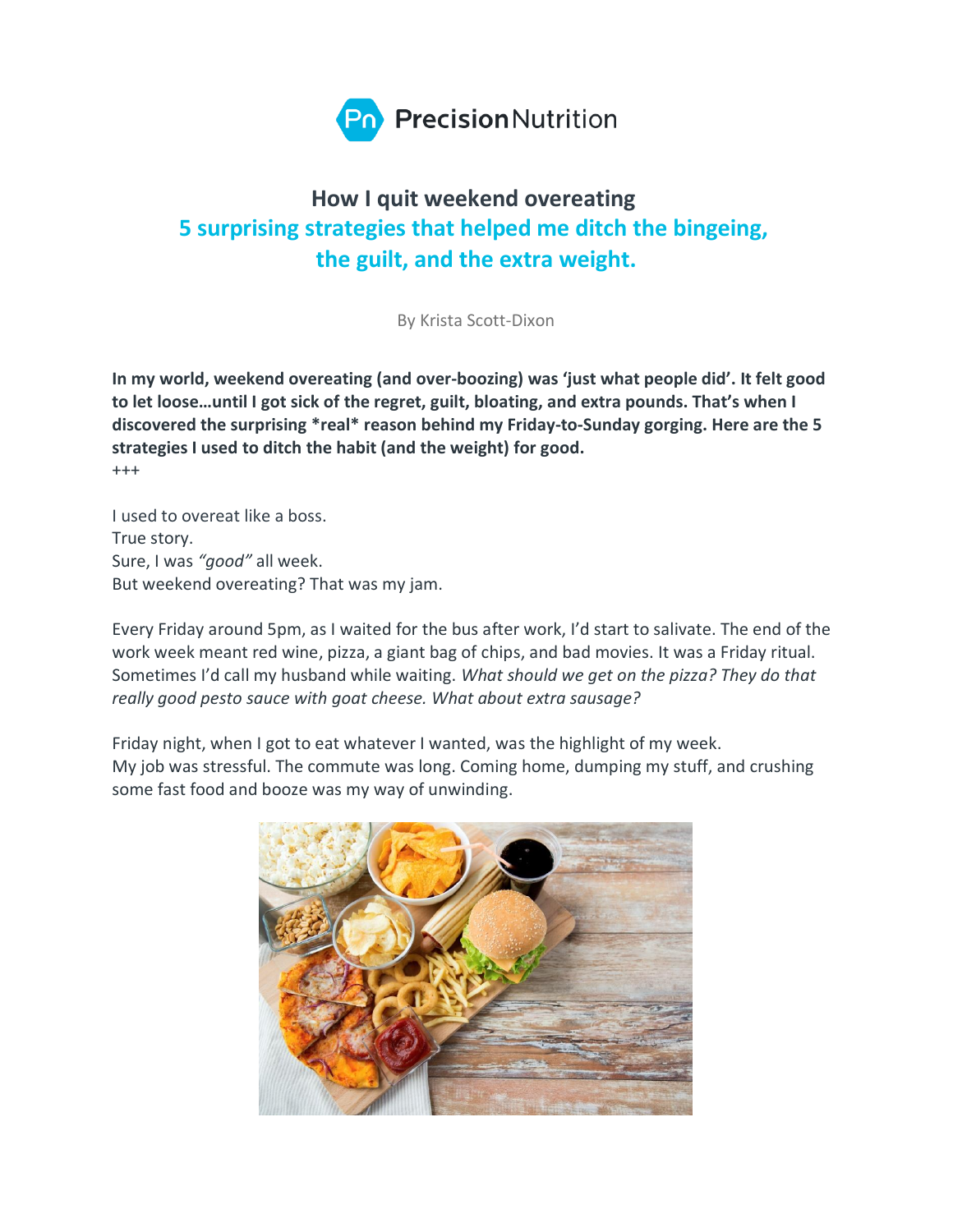Precision Nutrition

# How I quit weekend overeating

## 5 surprising strategies that helped me ditch the bingeing, the guilt, and the extra weight.

By Krista Scott-Dixon

**In my world, weekend overeating (and over-boozing) was 'just what people did'. It felt good to let loose…until I got sick of the regret, guilt, bloating, and extra pounds. That's when I discovered the surprising *real* reason behind my Friday-to-Sunday gorging. Here are the 5 strategies I used to ditch the habit (and the weight) for good.**

+++

I used to overeat like a boss.
True story.
Sure, I was *"good"* all week.
But weekend overeating? That was my jam.

Every Friday around 5pm, as I waited for the bus after work, I'd start to salivate. The end of the work week meant red wine, pizza, a giant bag of chips, and bad movies. It was a Friday ritual. Sometimes I'd call my husband while waiting. *What should we get on the pizza? They do that really good pesto sauce with goat cheese. What about extra sausage?*

Friday night, when I got to eat whatever I wanted, was the highlight of my week.
My job was stressful. The commute was long. Coming home, dumping my stuff, and crushing some fast food and booze was my way of unwinding.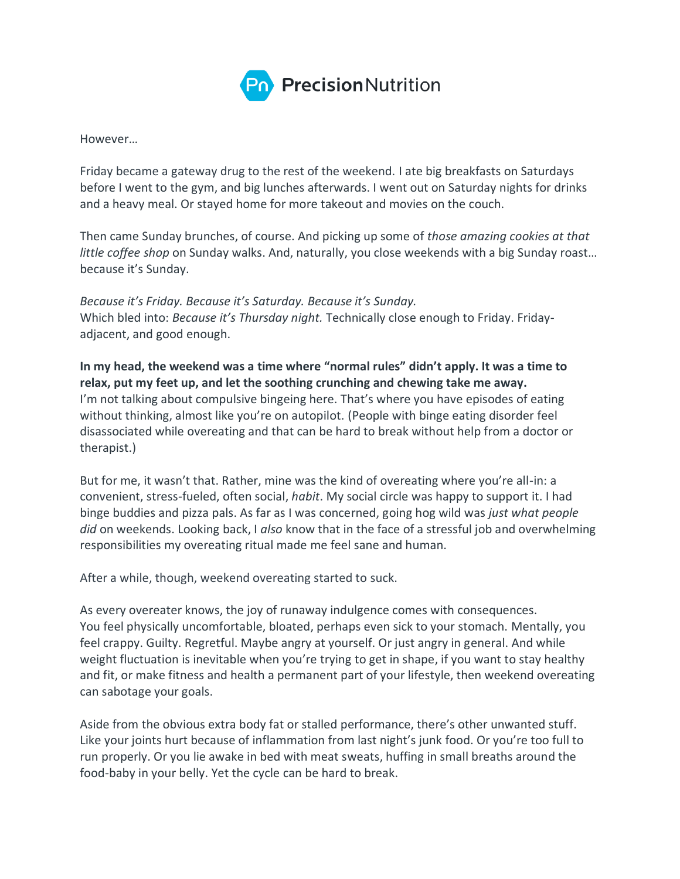However…

Friday became a gateway drug to the rest of the weekend. I ate big breakfasts on Saturdays before I went to the gym, and big lunches afterwards. I went out on Saturday nights for drinks and a heavy meal. Or stayed home for more takeout and movies on the couch.

Then came Sunday brunches, of course. And picking up some of *those amazing cookies at that little coffee shop* on Sunday walks. And, naturally, you close weekends with a big Sunday roast… because it's Sunday.

*Because it's Friday. Because it's Saturday. Because it's Sunday.*
Which bled into: *Because it's Thursday night.* Technically close enough to Friday. Friday-adjacent, and good enough.

**In my head, the weekend was a time where "normal rules" didn't apply. It was a time to relax, put my feet up, and let the soothing crunching and chewing take me away.**
I'm not talking about compulsive bingeing here. That's where you have episodes of eating without thinking, almost like you're on autopilot. (People with binge eating disorder feel disassociated while overeating and that can be hard to break without help from a doctor or therapist.)

But for me, it wasn't that. Rather, mine was the kind of overeating where you're all-in: a convenient, stress-fueled, often social, *habit*. My social circle was happy to support it. I had binge buddies and pizza pals. As far as I was concerned, going hog wild was *just what people did* on weekends. Looking back, I *also* know that in the face of a stressful job and overwhelming responsibilities my overeating ritual made me feel sane and human.

After a while, though, weekend overeating started to suck.

As every overeater knows, the joy of runaway indulgence comes with consequences. You feel physically uncomfortable, bloated, perhaps even sick to your stomach. Mentally, you feel crappy. Guilty. Regretful. Maybe angry at yourself. Or just angry in general. And while weight fluctuation is inevitable when you're trying to get in shape, if you want to stay healthy and fit, or make fitness and health a permanent part of your lifestyle, then weekend overeating can sabotage your goals.

Aside from the obvious extra body fat or stalled performance, there's other unwanted stuff. Like your joints hurt because of inflammation from last night's junk food. Or you're too full to run properly. Or you lie awake in bed with meat sweats, huffing in small breaths around the food-baby in your belly. Yet the cycle can be hard to break.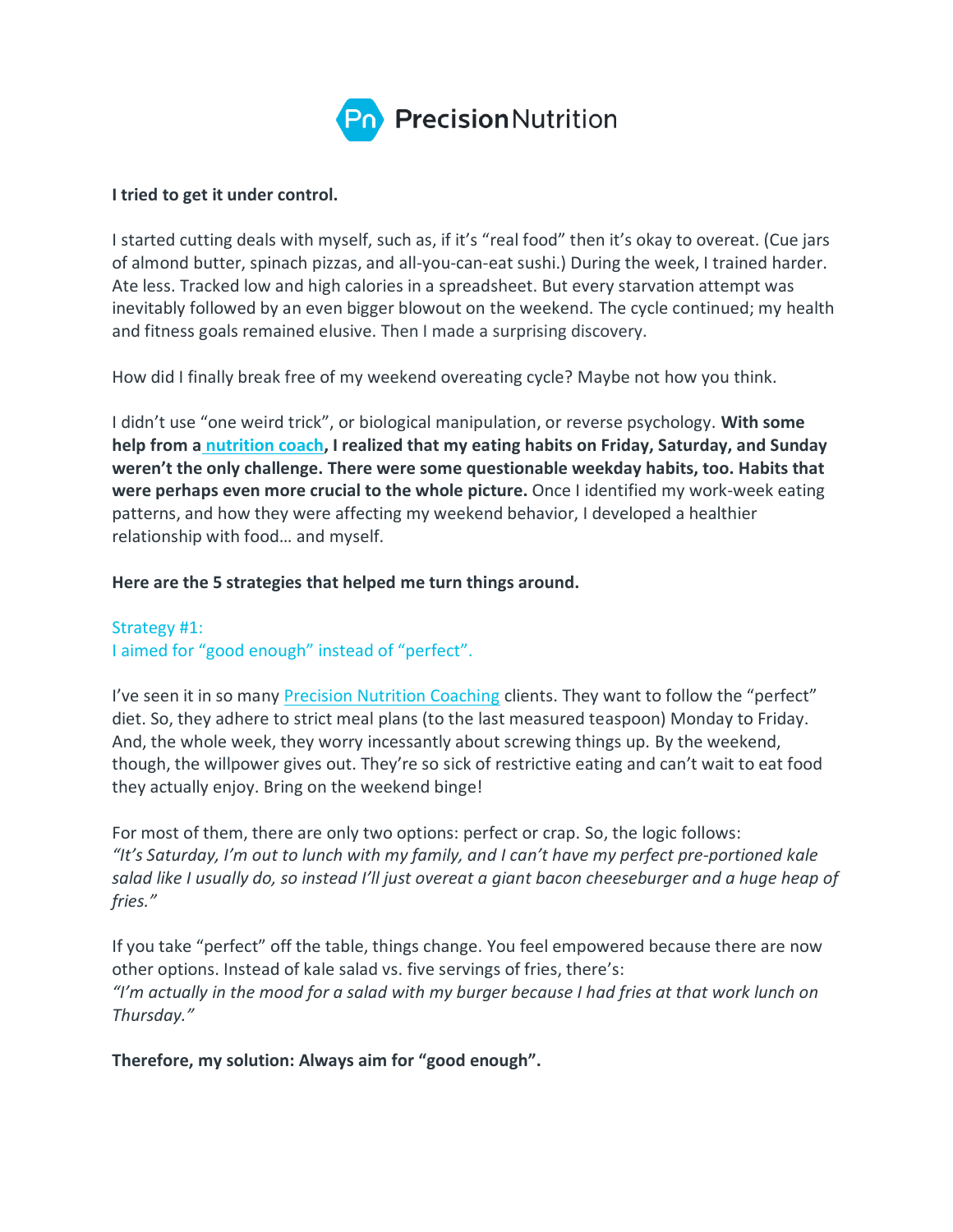**I tried to get it under control.**

I started cutting deals with myself, such as, if it's "real food" then it's okay to overeat. (Cue jars of almond butter, spinach pizzas, and all-you-can-eat sushi.) During the week, I trained harder. Ate less. Tracked low and high calories in a spreadsheet. But every starvation attempt was inevitably followed by an even bigger blowout on the weekend. The cycle continued; my health and fitness goals remained elusive. Then I made a surprising discovery.

How did I finally break free of my weekend overeating cycle? Maybe not how you think.

I didn't use "one weird trick", or biological manipulation, or reverse psychology. **With some help from a nutrition coach, I realized that my eating habits on Friday, Saturday, and Sunday weren't the only challenge. There were some questionable weekday habits, too. Habits that were perhaps even more crucial to the whole picture.** Once I identified my work-week eating patterns, and how they were affecting my weekend behavior, I developed a healthier relationship with food… and myself.

**Here are the 5 strategies that helped me turn things around.**

## Strategy #1:
## I aimed for "good enough" instead of "perfect".

I've seen it in so many Precision Nutrition Coaching clients. They want to follow the "perfect" diet. So, they adhere to strict meal plans (to the last measured teaspoon) Monday to Friday. And, the whole week, they worry incessantly about screwing things up. By the weekend, though, the willpower gives out. They're so sick of restrictive eating and can't wait to eat food they actually enjoy. Bring on the weekend binge!

For most of them, there are only two options: perfect or crap. So, the logic follows:
*"It's Saturday, I'm out to lunch with my family, and I can't have my perfect pre-portioned kale salad like I usually do, so instead I'll just overeat a giant bacon cheeseburger and a huge heap of fries."*

If you take "perfect" off the table, things change. You feel empowered because there are now other options. Instead of kale salad vs. five servings of fries, there's:
*"I'm actually in the mood for a salad with my burger because I had fries at that work lunch on Thursday."*

**Therefore, my solution: Always aim for "good enough".**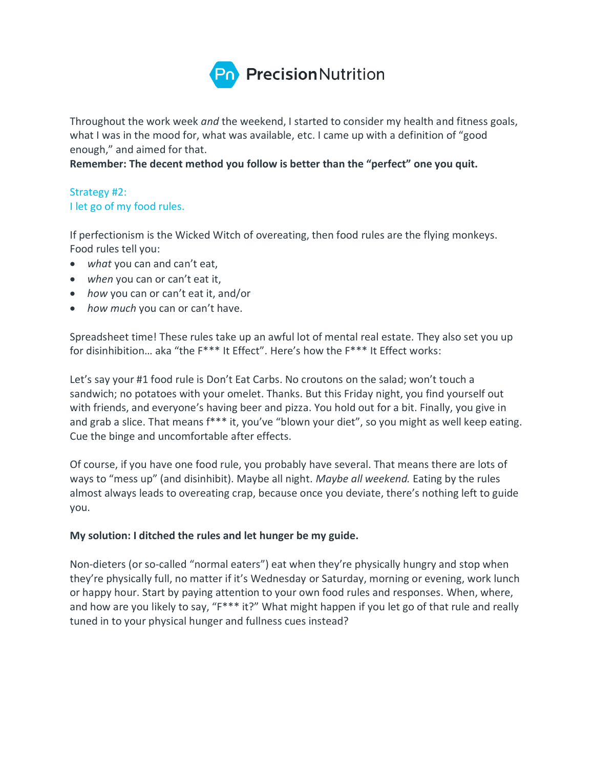Throughout the work week *and* the weekend, I started to consider my health and fitness goals, what I was in the mood for, what was available, etc. I came up with a definition of "good enough," and aimed for that.

**Remember: The decent method you follow is better than the "perfect" one you quit.**

## Strategy #2:
## I let go of my food rules.

If perfectionism is the Wicked Witch of overeating, then food rules are the flying monkeys. Food rules tell you:

- *what* you can and can't eat,
- *when* you can or can't eat it,
- *how* you can or can't eat it, and/or
- *how much* you can or can't have.

Spreadsheet time! These rules take up an awful lot of mental real estate. They also set you up for disinhibition… aka "the F*** It Effect". Here's how the F*** It Effect works:

Let's say your #1 food rule is Don't Eat Carbs. No croutons on the salad; won't touch a sandwich; no potatoes with your omelet. Thanks. But this Friday night, you find yourself out with friends, and everyone's having beer and pizza. You hold out for a bit. Finally, you give in and grab a slice. That means f*** it, you've "blown your diet", so you might as well keep eating. Cue the binge and uncomfortable after effects.

Of course, if you have one food rule, you probably have several. That means there are lots of ways to "mess up" (and disinhibit). Maybe all night. *Maybe all weekend.* Eating by the rules almost always leads to overeating crap, because once you deviate, there's nothing left to guide you.

**My solution: I ditched the rules and let hunger be my guide.**

Non-dieters (or so-called "normal eaters") eat when they're physically hungry and stop when they're physically full, no matter if it's Wednesday or Saturday, morning or evening, work lunch or happy hour. Start by paying attention to your own food rules and responses. When, where, and how are you likely to say, "F*** it?" What might happen if you let go of that rule and really tuned in to your physical hunger and fullness cues instead?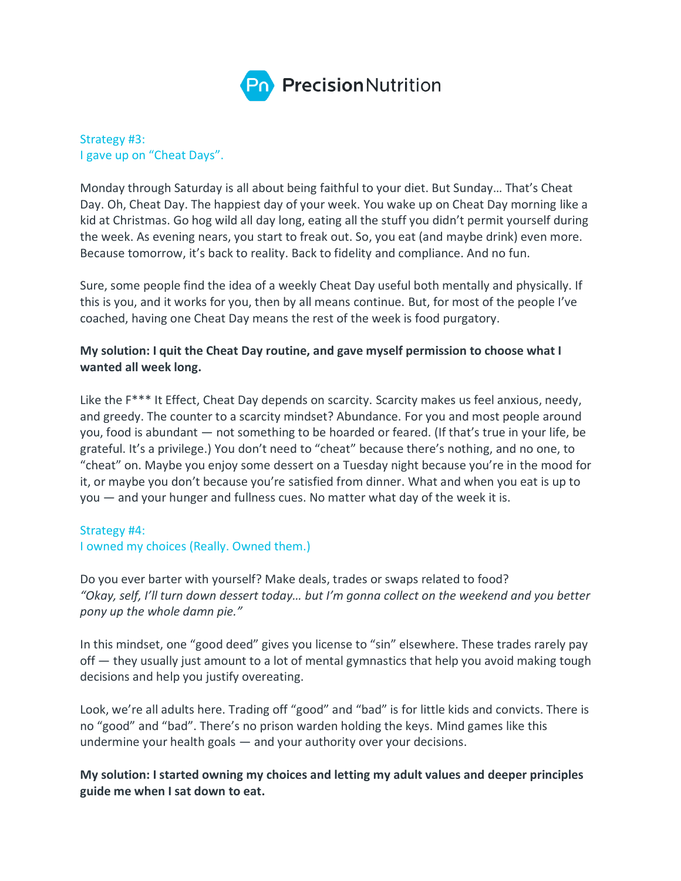## Strategy #3:
## I gave up on "Cheat Days".

Monday through Saturday is all about being faithful to your diet. But Sunday… That's Cheat Day. Oh, Cheat Day. The happiest day of your week. You wake up on Cheat Day morning like a kid at Christmas. Go hog wild all day long, eating all the stuff you didn't permit yourself during the week. As evening nears, you start to freak out. So, you eat (and maybe drink) even more. Because tomorrow, it's back to reality. Back to fidelity and compliance. And no fun.

Sure, some people find the idea of a weekly Cheat Day useful both mentally and physically. If this is you, and it works for you, then by all means continue. But, for most of the people I've coached, having one Cheat Day means the rest of the week is food purgatory.

**My solution: I quit the Cheat Day routine, and gave myself permission to choose what I wanted all week long.**

Like the F*** It Effect, Cheat Day depends on scarcity. Scarcity makes us feel anxious, needy, and greedy. The counter to a scarcity mindset? Abundance. For you and most people around you, food is abundant — not something to be hoarded or feared. (If that's true in your life, be grateful. It's a privilege.) You don't need to "cheat" because there's nothing, and no one, to "cheat" on. Maybe you enjoy some dessert on a Tuesday night because you're in the mood for it, or maybe you don't because you're satisfied from dinner. What and when you eat is up to you — and your hunger and fullness cues. No matter what day of the week it is.

## Strategy #4:
## I owned my choices (Really. Owned them.)

Do you ever barter with yourself? Make deals, trades or swaps related to food?
*"Okay, self, I'll turn down dessert today… but I'm gonna collect on the weekend and you better pony up the whole damn pie."*

In this mindset, one "good deed" gives you license to "sin" elsewhere. These trades rarely pay off — they usually just amount to a lot of mental gymnastics that help you avoid making tough decisions and help you justify overeating.

Look, we're all adults here. Trading off "good" and "bad" is for little kids and convicts. There is no "good" and "bad". There's no prison warden holding the keys. Mind games like this undermine your health goals — and your authority over your decisions.

**My solution: I started owning my choices and letting my adult values and deeper principles guide me when I sat down to eat.**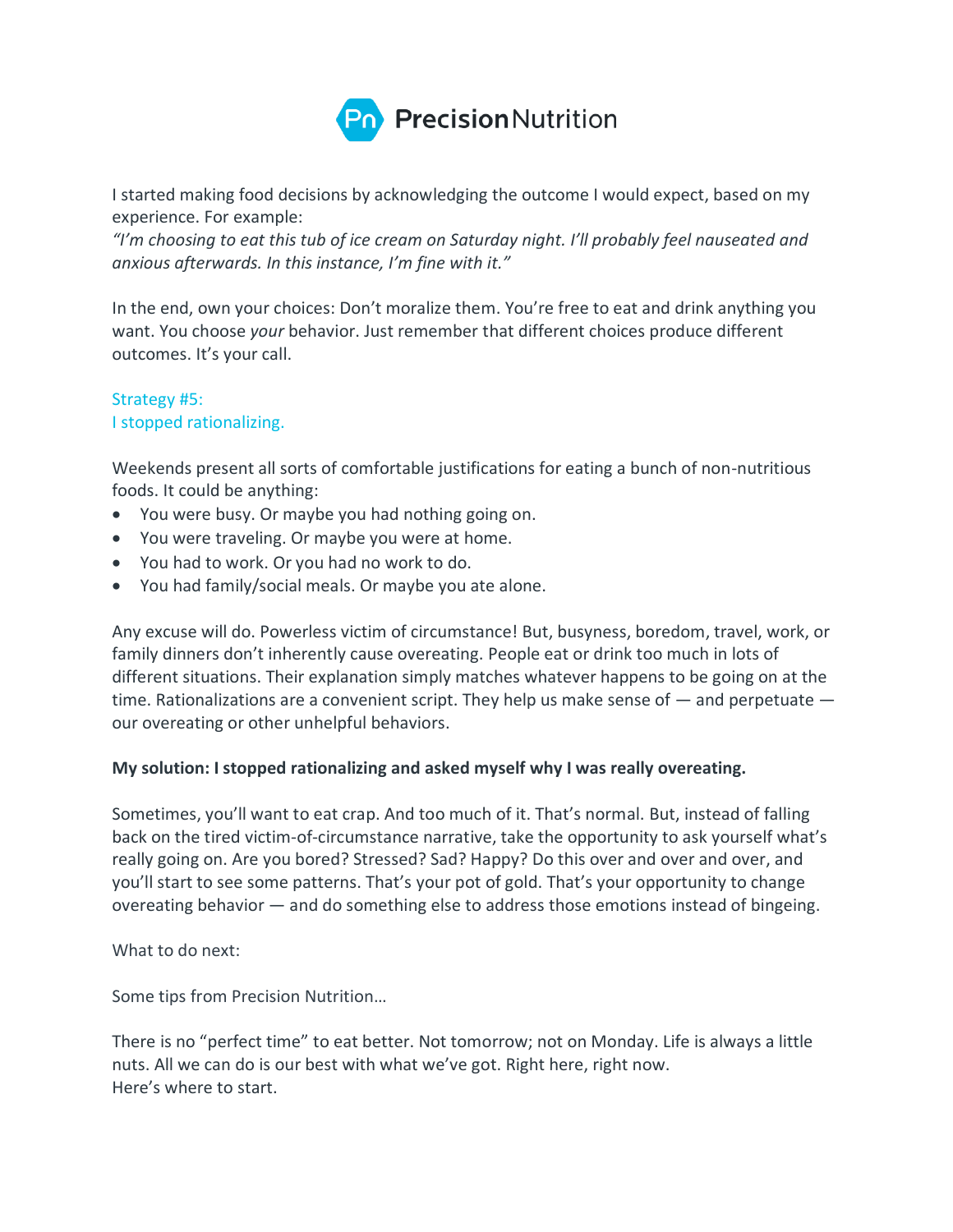I started making food decisions by acknowledging the outcome I would expect, based on my experience. For example:
*"I'm choosing to eat this tub of ice cream on Saturday night. I'll probably feel nauseated and anxious afterwards. In this instance, I'm fine with it."*

In the end, own your choices: Don't moralize them. You're free to eat and drink anything you want. You choose *your* behavior. Just remember that different choices produce different outcomes. It's your call.

## Strategy #5:
## I stopped rationalizing.

Weekends present all sorts of comfortable justifications for eating a bunch of non-nutritious foods. It could be anything:

- You were busy. Or maybe you had nothing going on.
- You were traveling. Or maybe you were at home.
- You had to work. Or you had no work to do.
- You had family/social meals. Or maybe you ate alone.

Any excuse will do. Powerless victim of circumstance! But, busyness, boredom, travel, work, or family dinners don't inherently cause overeating. People eat or drink too much in lots of different situations. Their explanation simply matches whatever happens to be going on at the time. Rationalizations are a convenient script. They help us make sense of — and perpetuate — our overeating or other unhelpful behaviors.

**My solution: I stopped rationalizing and asked myself why I was really overeating.**

Sometimes, you'll want to eat crap. And too much of it. That's normal. But, instead of falling back on the tired victim-of-circumstance narrative, take the opportunity to ask yourself what's really going on. Are you bored? Stressed? Sad? Happy? Do this over and over and over, and you'll start to see some patterns. That's your pot of gold. That's your opportunity to change overeating behavior — and do something else to address those emotions instead of bingeing.

What to do next:

Some tips from Precision Nutrition…

There is no "perfect time" to eat better. Not tomorrow; not on Monday. Life is always a little nuts. All we can do is our best with what we've got. Right here, right now.
Here's where to start.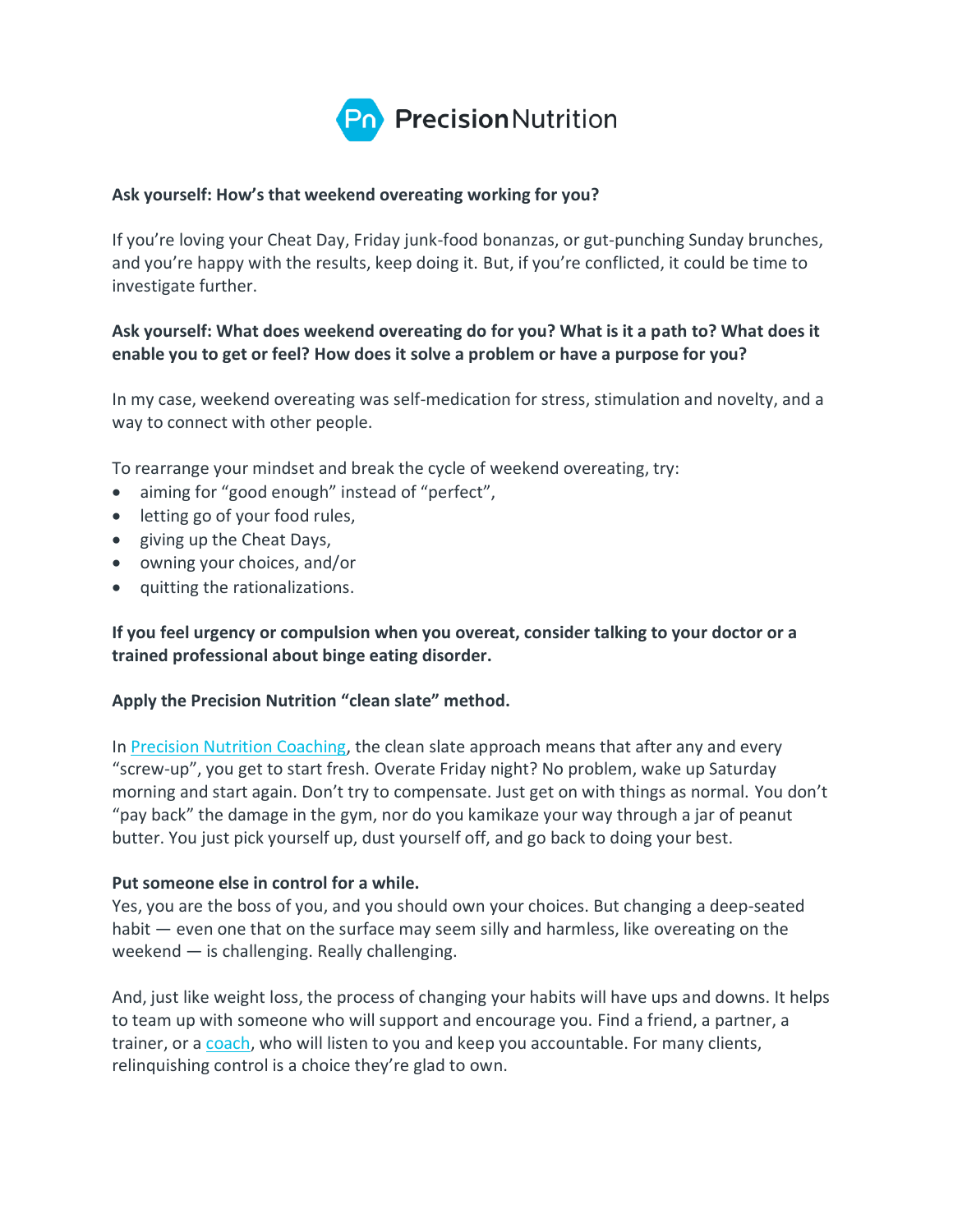**Ask yourself: How's that weekend overeating working for you?**

If you're loving your Cheat Day, Friday junk-food bonanzas, or gut-punching Sunday brunches, and you're happy with the results, keep doing it. But, if you're conflicted, it could be time to investigate further.

**Ask yourself: What does weekend overeating do for you? What is it a path to? What does it enable you to get or feel? How does it solve a problem or have a purpose for you?**

In my case, weekend overeating was self-medication for stress, stimulation and novelty, and a way to connect with other people.

To rearrange your mindset and break the cycle of weekend overeating, try:

- aiming for "good enough" instead of "perfect",
- letting go of your food rules,
- giving up the Cheat Days,
- owning your choices, and/or
- quitting the rationalizations.

**If you feel urgency or compulsion when you overeat, consider talking to your doctor or a trained professional about binge eating disorder.**

**Apply the Precision Nutrition "clean slate" method.**

In Precision Nutrition Coaching, the clean slate approach means that after any and every "screw-up", you get to start fresh. Overate Friday night? No problem, wake up Saturday morning and start again. Don't try to compensate. Just get on with things as normal. You don't "pay back" the damage in the gym, nor do you kamikaze your way through a jar of peanut butter. You just pick yourself up, dust yourself off, and go back to doing your best.

**Put someone else in control for a while.**

Yes, you are the boss of you, and you should own your choices. But changing a deep-seated habit — even one that on the surface may seem silly and harmless, like overeating on the weekend — is challenging. Really challenging.

And, just like weight loss, the process of changing your habits will have ups and downs. It helps to team up with someone who will support and encourage you. Find a friend, a partner, a trainer, or a coach, who will listen to you and keep you accountable. For many clients, relinquishing control is a choice they're glad to own.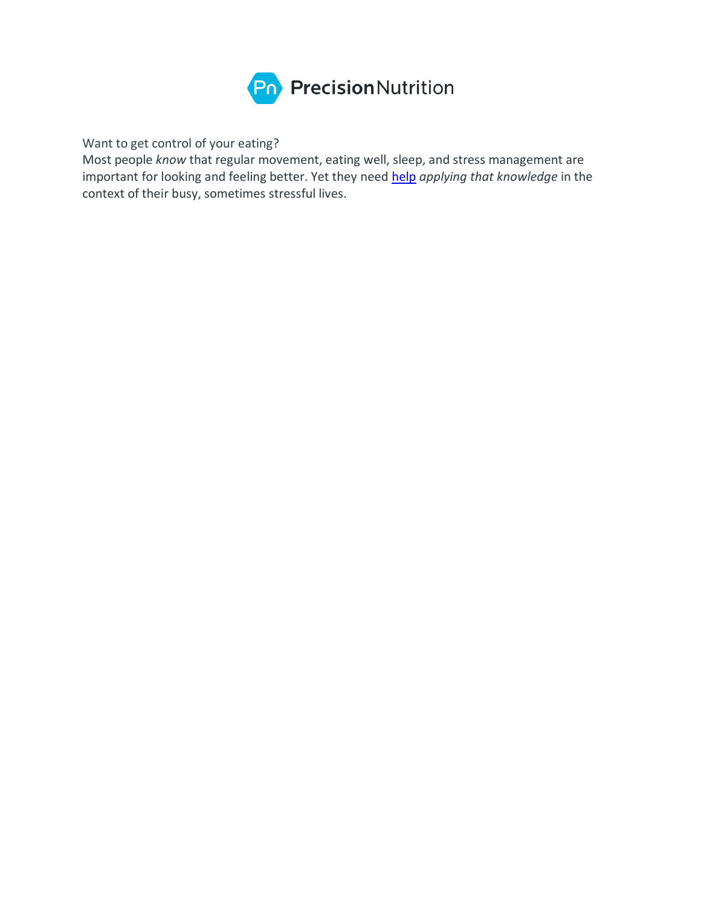Want to get control of your eating?

Most people *know* that regular movement, eating well, sleep, and stress management are important for looking and feeling better. Yet they need help *applying that knowledge* in the context of their busy, sometimes stressful lives.